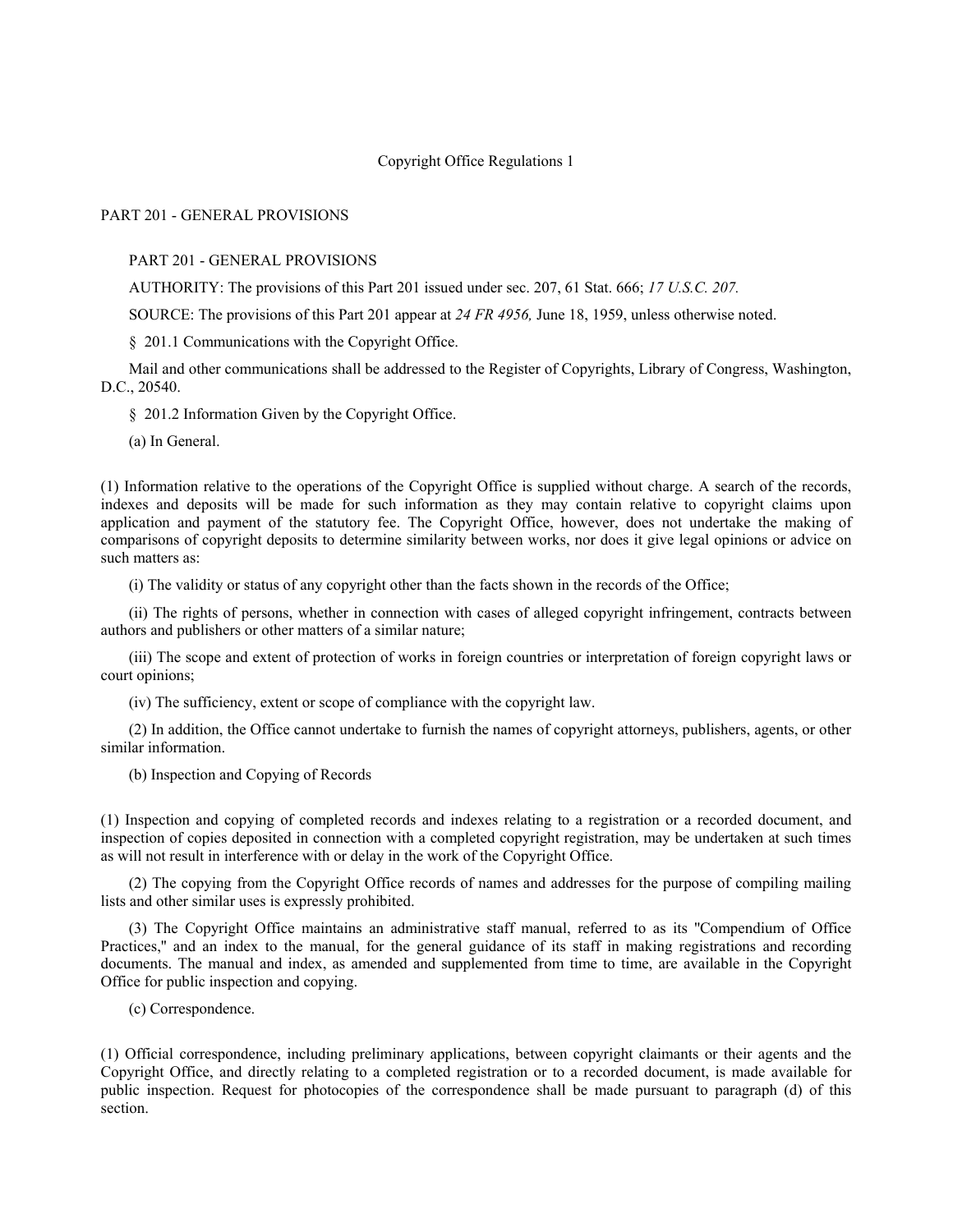Copyright Office Regulations 1

# PART 201 - GENERAL PROVISIONS

## PART 201 - GENERAL PROVISIONS

AUTHORITY: The provisions of this Part 201 issued under sec. 207, 61 Stat. 666; *17 U.S.C. 207.*

SOURCE: The provisions of this Part 201 appear at *24 FR 4956,* June 18, 1959, unless otherwise noted.

### § 201.1 Communications with the Copyright Office.

Mail and other communications shall be addressed to the Register of Copyrights, Library of Congress, Washington, D.C., 20540.

### § 201.2 Information Given by the Copyright Office.

(a) In General.

(1) Information relative to the operations of the Copyright Office is supplied without charge. A search of the records, indexes and deposits will be made for such information as they may contain relative to copyright claims upon application and payment of the statutory fee. The Copyright Office, however, does not undertake the making of comparisons of copyright deposits to determine similarity between works, nor does it give legal opinions or advice on such matters as:

(i) The validity or status of any copyright other than the facts shown in the records of the Office;

(ii) The rights of persons, whether in connection with cases of alleged copyright infringement, contracts between authors and publishers or other matters of a similar nature;

(iii) The scope and extent of protection of works in foreign countries or interpretation of foreign copyright laws or court opinions;

(iv) The sufficiency, extent or scope of compliance with the copyright law.

(2) In addition, the Office cannot undertake to furnish the names of copyright attorneys, publishers, agents, or other similar information.

(b) Inspection and Copying of Records

(1) Inspection and copying of completed records and indexes relating to a registration or a recorded document, and inspection of copies deposited in connection with a completed copyright registration, may be undertaken at such times as will not result in interference with or delay in the work of the Copyright Office.

(2) The copying from the Copyright Office records of names and addresses for the purpose of compiling mailing lists and other similar uses is expressly prohibited.

(3) The Copyright Office maintains an administrative staff manual, referred to as its "Compendium of Office Practices," and an index to the manual, for the general guidance of its staff in making registrations and recording documents. The manual and index, as amended and supplemented from time to time, are available in the Copyright Office for public inspection and copying.

(c) Correspondence.

(1) Official correspondence, including preliminary applications, between copyright claimants or their agents and the Copyright Office, and directly relating to a completed registration or to a recorded document, is made available for public inspection. Request for photocopies of the correspondence shall be made pursuant to paragraph (d) of this section.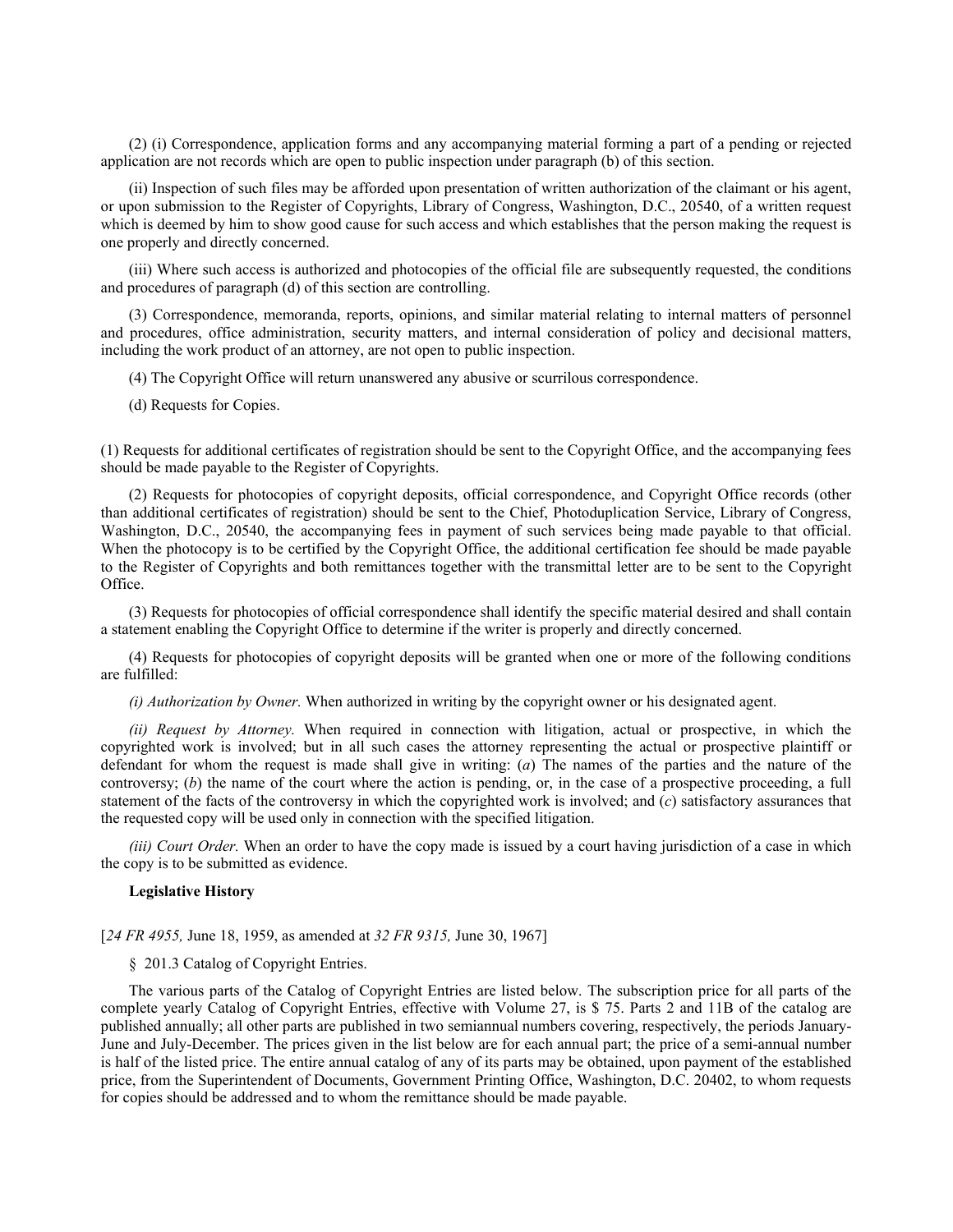(2) (i) Correspondence, application forms and any accompanying material forming a part of a pending or rejected application are not records which are open to public inspection under paragraph (b) of this section.

(ii) Inspection of such files may be afforded upon presentation of written authorization of the claimant or his agent, or upon submission to the Register of Copyrights, Library of Congress, Washington, D.C., 20540, of a written request which is deemed by him to show good cause for such access and which establishes that the person making the request is one properly and directly concerned.

(iii) Where such access is authorized and photocopies of the official file are subsequently requested, the conditions and procedures of paragraph (d) of this section are controlling.

(3) Correspondence, memoranda, reports, opinions, and similar material relating to internal matters of personnel and procedures, office administration, security matters, and internal consideration of policy and decisional matters, including the work product of an attorney, are not open to public inspection.

(4) The Copyright Office will return unanswered any abusive or scurrilous correspondence.

(d) Requests for Copies.

(1) Requests for additional certificates of registration should be sent to the Copyright Office, and the accompanying fees should be made payable to the Register of Copyrights.

(2) Requests for photocopies of copyright deposits, official correspondence, and Copyright Office records (other than additional certificates of registration) should be sent to the Chief, Photoduplication Service, Library of Congress, Washington, D.C., 20540, the accompanying fees in payment of such services being made payable to that official. When the photocopy is to be certified by the Copyright Office, the additional certification fee should be made payable to the Register of Copyrights and both remittances together with the transmittal letter are to be sent to the Copyright Office.

(3) Requests for photocopies of official correspondence shall identify the specific material desired and shall contain a statement enabling the Copyright Office to determine if the writer is properly and directly concerned.

(4) Requests for photocopies of copyright deposits will be granted when one or more of the following conditions are fulfilled:

*(i) Authorization by Owner.* When authorized in writing by the copyright owner or his designated agent.

*(ii) Request by Attorney.* When required in connection with litigation, actual or prospective, in which the copyrighted work is involved; but in all such cases the attorney representing the actual or prospective plaintiff or defendant for whom the request is made shall give in writing: (*a*) The names of the parties and the nature of the controversy; (*b*) the name of the court where the action is pending, or, in the case of a prospective proceeding, a full statement of the facts of the controversy in which the copyrighted work is involved; and (*c*) satisfactory assurances that the requested copy will be used only in connection with the specified litigation.

*(iii) Court Order.* When an order to have the copy made is issued by a court having jurisdiction of a case in which the copy is to be submitted as evidence.

**Legislative History**

[*24 FR 4955,* June 18, 1959, as amended at *32 FR 9315,* June 30, 1967]

§ 201.3 Catalog of Copyright Entries.

The various parts of the Catalog of Copyright Entries are listed below. The subscription price for all parts of the complete yearly Catalog of Copyright Entries, effective with Volume 27, is $ 75. Parts 2 and 11B of the catalog are published annually; all other parts are published in two semiannual numbers covering, respectively, the periods January-June and July-December. The prices given in the list below are for each annual part; the price of a semi-annual number is half of the listed price. The entire annual catalog of any of its parts may be obtained, upon payment of the established price, from the Superintendent of Documents, Government Printing Office, Washington, D.C. 20402, to whom requests for copies should be addressed and to whom the remittance should be made payable.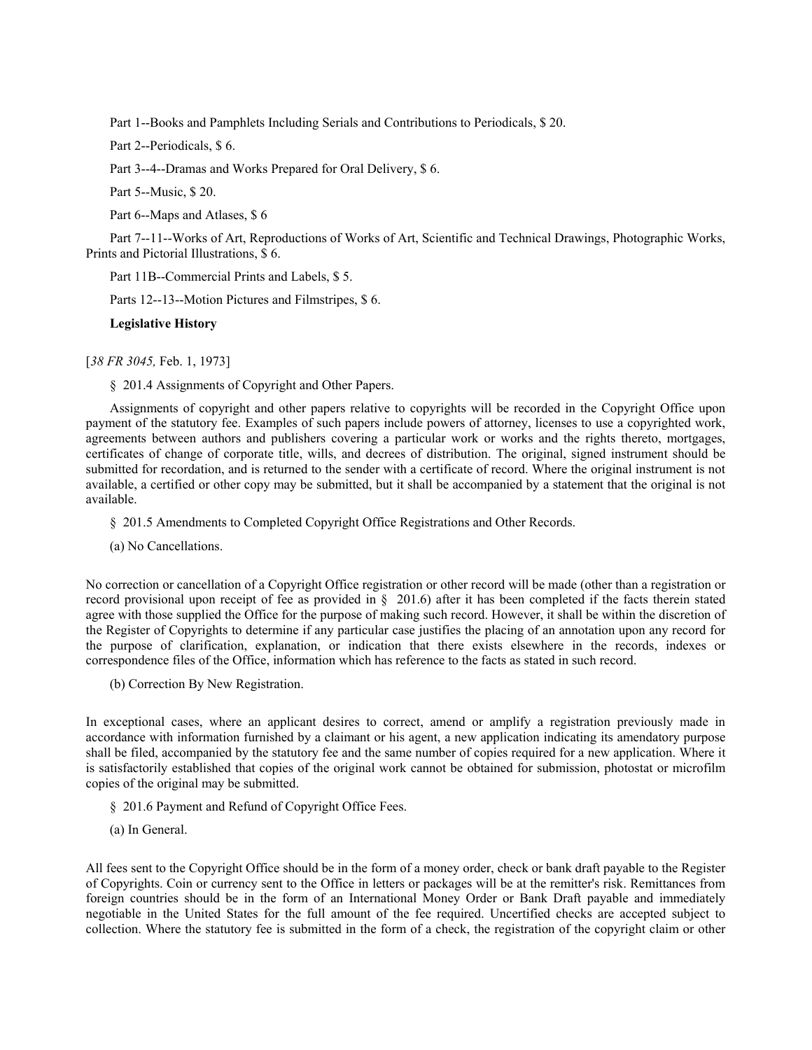Part 1--Books and Pamphlets Including Serials and Contributions to Periodicals, $ 20.

Part 2--Periodicals, $ 6.

Part 3--4--Dramas and Works Prepared for Oral Delivery, $ 6.

Part 5--Music, $ 20.

Part 6--Maps and Atlases, $ 6

Part 7--11--Works of Art, Reproductions of Works of Art, Scientific and Technical Drawings, Photographic Works, Prints and Pictorial Illustrations, $ 6.

Part 11B--Commercial Prints and Labels, $ 5.

Parts 12--13--Motion Pictures and Filmstripes, $ 6.

**Legislative History**

[*38 FR 3045,* Feb. 1, 1973]

§ 201.4 Assignments of Copyright and Other Papers.

Assignments of copyright and other papers relative to copyrights will be recorded in the Copyright Office upon payment of the statutory fee. Examples of such papers include powers of attorney, licenses to use a copyrighted work, agreements between authors and publishers covering a particular work or works and the rights thereto, mortgages, certificates of change of corporate title, wills, and decrees of distribution. The original, signed instrument should be submitted for recordation, and is returned to the sender with a certificate of record. Where the original instrument is not available, a certified or other copy may be submitted, but it shall be accompanied by a statement that the original is not available.

§ 201.5 Amendments to Completed Copyright Office Registrations and Other Records.

(a) No Cancellations.

No correction or cancellation of a Copyright Office registration or other record will be made (other than a registration or record provisional upon receipt of fee as provided in § 201.6) after it has been completed if the facts therein stated agree with those supplied the Office for the purpose of making such record. However, it shall be within the discretion of the Register of Copyrights to determine if any particular case justifies the placing of an annotation upon any record for the purpose of clarification, explanation, or indication that there exists elsewhere in the records, indexes or correspondence files of the Office, information which has reference to the facts as stated in such record.

(b) Correction By New Registration.

In exceptional cases, where an applicant desires to correct, amend or amplify a registration previously made in accordance with information furnished by a claimant or his agent, a new application indicating its amendatory purpose shall be filed, accompanied by the statutory fee and the same number of copies required for a new application. Where it is satisfactorily established that copies of the original work cannot be obtained for submission, photostat or microfilm copies of the original may be submitted.

§ 201.6 Payment and Refund of Copyright Office Fees.

(a) In General.

All fees sent to the Copyright Office should be in the form of a money order, check or bank draft payable to the Register of Copyrights. Coin or currency sent to the Office in letters or packages will be at the remitter's risk. Remittances from foreign countries should be in the form of an International Money Order or Bank Draft payable and immediately negotiable in the United States for the full amount of the fee required. Uncertified checks are accepted subject to collection. Where the statutory fee is submitted in the form of a check, the registration of the copyright claim or other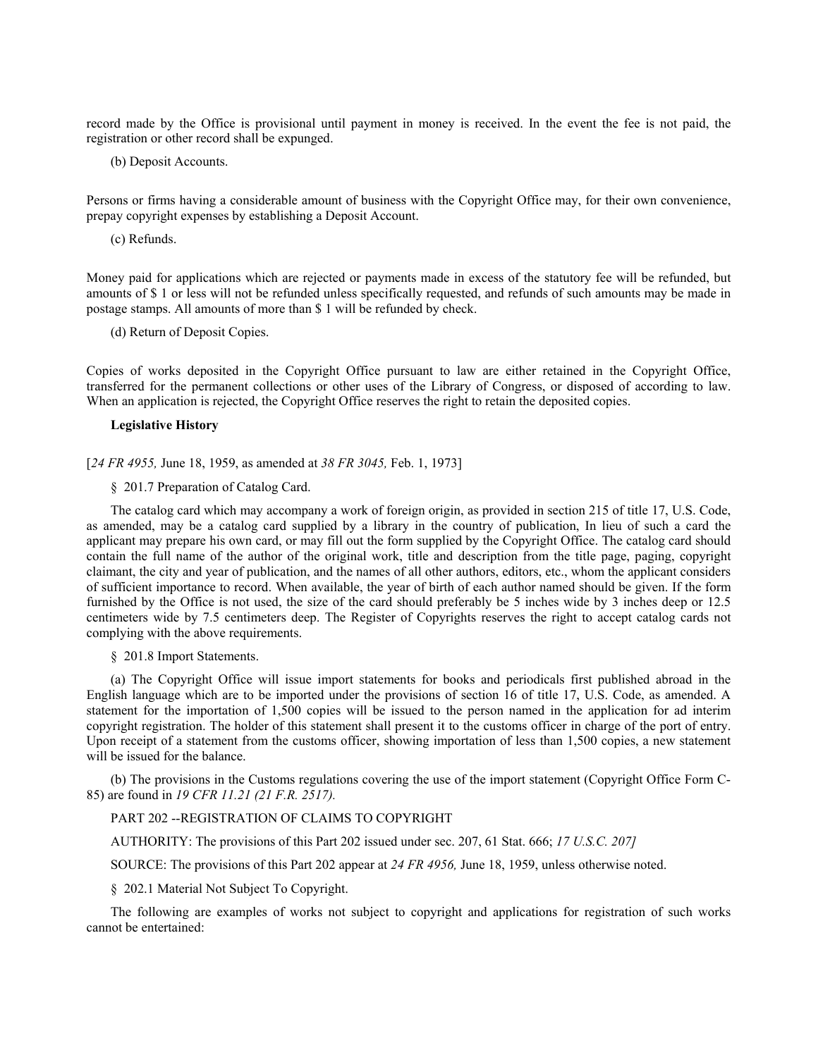record made by the Office is provisional until payment in money is received. In the event the fee is not paid, the registration or other record shall be expunged.

(b) Deposit Accounts.

Persons or firms having a considerable amount of business with the Copyright Office may, for their own convenience, prepay copyright expenses by establishing a Deposit Account.

(c) Refunds.

Money paid for applications which are rejected or payments made in excess of the statutory fee will be refunded, but amounts of $ 1 or less will not be refunded unless specifically requested, and refunds of such amounts may be made in postage stamps. All amounts of more than $ 1 will be refunded by check.

(d) Return of Deposit Copies.

Copies of works deposited in the Copyright Office pursuant to law are either retained in the Copyright Office, transferred for the permanent collections or other uses of the Library of Congress, or disposed of according to law. When an application is rejected, the Copyright Office reserves the right to retain the deposited copies.

**Legislative History**

[*24 FR 4955,* June 18, 1959, as amended at *38 FR 3045,* Feb. 1, 1973]

§ 201.7 Preparation of Catalog Card.

The catalog card which may accompany a work of foreign origin, as provided in section 215 of title 17, U.S. Code, as amended, may be a catalog card supplied by a library in the country of publication, In lieu of such a card the applicant may prepare his own card, or may fill out the form supplied by the Copyright Office. The catalog card should contain the full name of the author of the original work, title and description from the title page, paging, copyright claimant, the city and year of publication, and the names of all other authors, editors, etc., whom the applicant considers of sufficient importance to record. When available, the year of birth of each author named should be given. If the form furnished by the Office is not used, the size of the card should preferably be 5 inches wide by 3 inches deep or 12.5 centimeters wide by 7.5 centimeters deep. The Register of Copyrights reserves the right to accept catalog cards not complying with the above requirements.

§ 201.8 Import Statements.

(a) The Copyright Office will issue import statements for books and periodicals first published abroad in the English language which are to be imported under the provisions of section 16 of title 17, U.S. Code, as amended. A statement for the importation of 1,500 copies will be issued to the person named in the application for ad interim copyright registration. The holder of this statement shall present it to the customs officer in charge of the port of entry. Upon receipt of a statement from the customs officer, showing importation of less than 1,500 copies, a new statement will be issued for the balance.

(b) The provisions in the Customs regulations covering the use of the import statement (Copyright Office Form C-85) are found in *19 CFR 11.21 (21 F.R. 2517).*

PART 202 --REGISTRATION OF CLAIMS TO COPYRIGHT

AUTHORITY: The provisions of this Part 202 issued under sec. 207, 61 Stat. 666; *17 U.S.C. 207]*

SOURCE: The provisions of this Part 202 appear at *24 FR 4956,* June 18, 1959, unless otherwise noted.

§ 202.1 Material Not Subject To Copyright.

The following are examples of works not subject to copyright and applications for registration of such works cannot be entertained: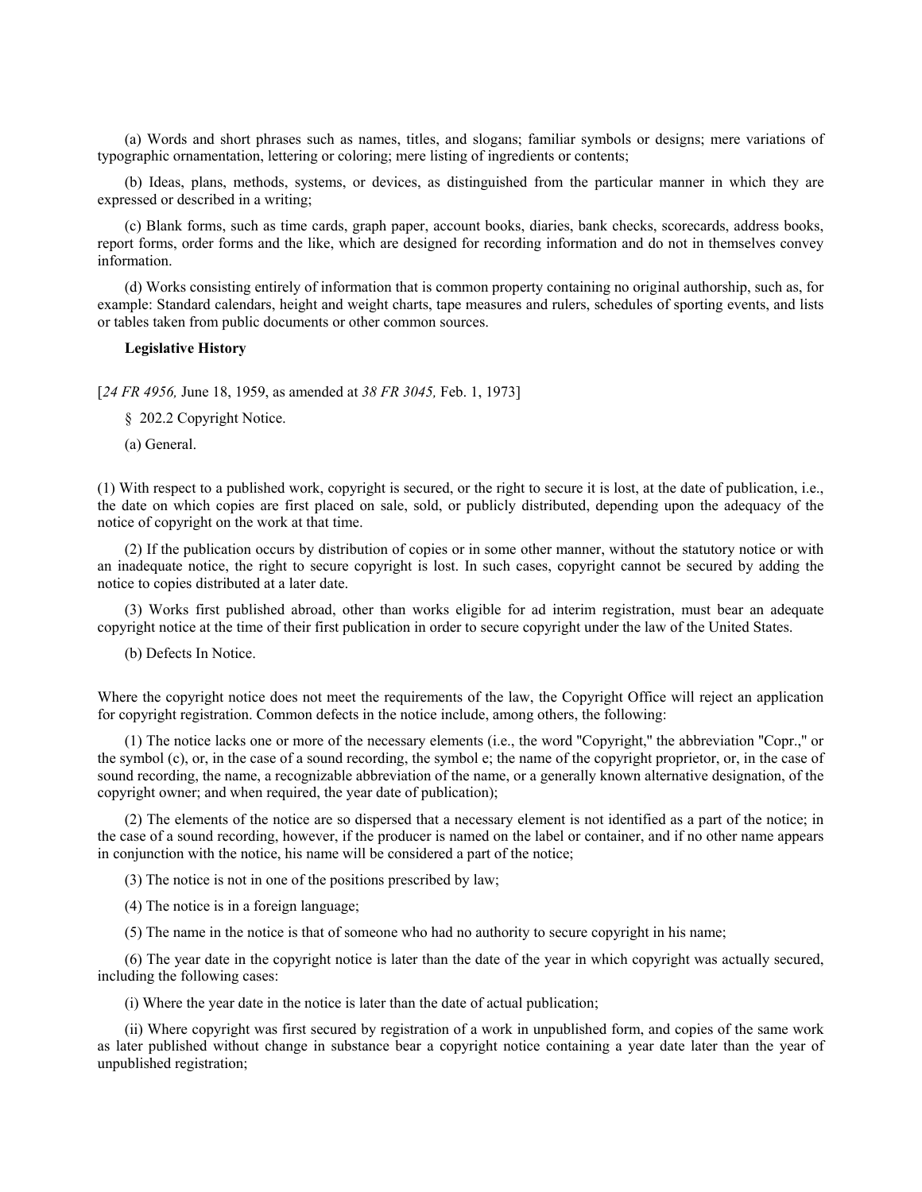(a) Words and short phrases such as names, titles, and slogans; familiar symbols or designs; mere variations of typographic ornamentation, lettering or coloring; mere listing of ingredients or contents;

(b) Ideas, plans, methods, systems, or devices, as distinguished from the particular manner in which they are expressed or described in a writing;

(c) Blank forms, such as time cards, graph paper, account books, diaries, bank checks, scorecards, address books, report forms, order forms and the like, which are designed for recording information and do not in themselves convey information.

(d) Works consisting entirely of information that is common property containing no original authorship, such as, for example: Standard calendars, height and weight charts, tape measures and rulers, schedules of sporting events, and lists or tables taken from public documents or other common sources.

**Legislative History**

[*24 FR 4956,* June 18, 1959, as amended at *38 FR 3045,* Feb. 1, 1973]

§ 202.2 Copyright Notice.

(a) General.

(1) With respect to a published work, copyright is secured, or the right to secure it is lost, at the date of publication, i.e., the date on which copies are first placed on sale, sold, or publicly distributed, depending upon the adequacy of the notice of copyright on the work at that time.

(2) If the publication occurs by distribution of copies or in some other manner, without the statutory notice or with an inadequate notice, the right to secure copyright is lost. In such cases, copyright cannot be secured by adding the notice to copies distributed at a later date.

(3) Works first published abroad, other than works eligible for ad interim registration, must bear an adequate copyright notice at the time of their first publication in order to secure copyright under the law of the United States.

(b) Defects In Notice.

Where the copyright notice does not meet the requirements of the law, the Copyright Office will reject an application for copyright registration. Common defects in the notice include, among others, the following:

(1) The notice lacks one or more of the necessary elements (i.e., the word "Copyright," the abbreviation "Copr.," or the symbol (c), or, in the case of a sound recording, the symbol e; the name of the copyright proprietor, or, in the case of sound recording, the name, a recognizable abbreviation of the name, or a generally known alternative designation, of the copyright owner; and when required, the year date of publication);

(2) The elements of the notice are so dispersed that a necessary element is not identified as a part of the notice; in the case of a sound recording, however, if the producer is named on the label or container, and if no other name appears in conjunction with the notice, his name will be considered a part of the notice;

(3) The notice is not in one of the positions prescribed by law;

(4) The notice is in a foreign language;

(5) The name in the notice is that of someone who had no authority to secure copyright in his name;

(6) The year date in the copyright notice is later than the date of the year in which copyright was actually secured, including the following cases:

(i) Where the year date in the notice is later than the date of actual publication;

(ii) Where copyright was first secured by registration of a work in unpublished form, and copies of the same work as later published without change in substance bear a copyright notice containing a year date later than the year of unpublished registration;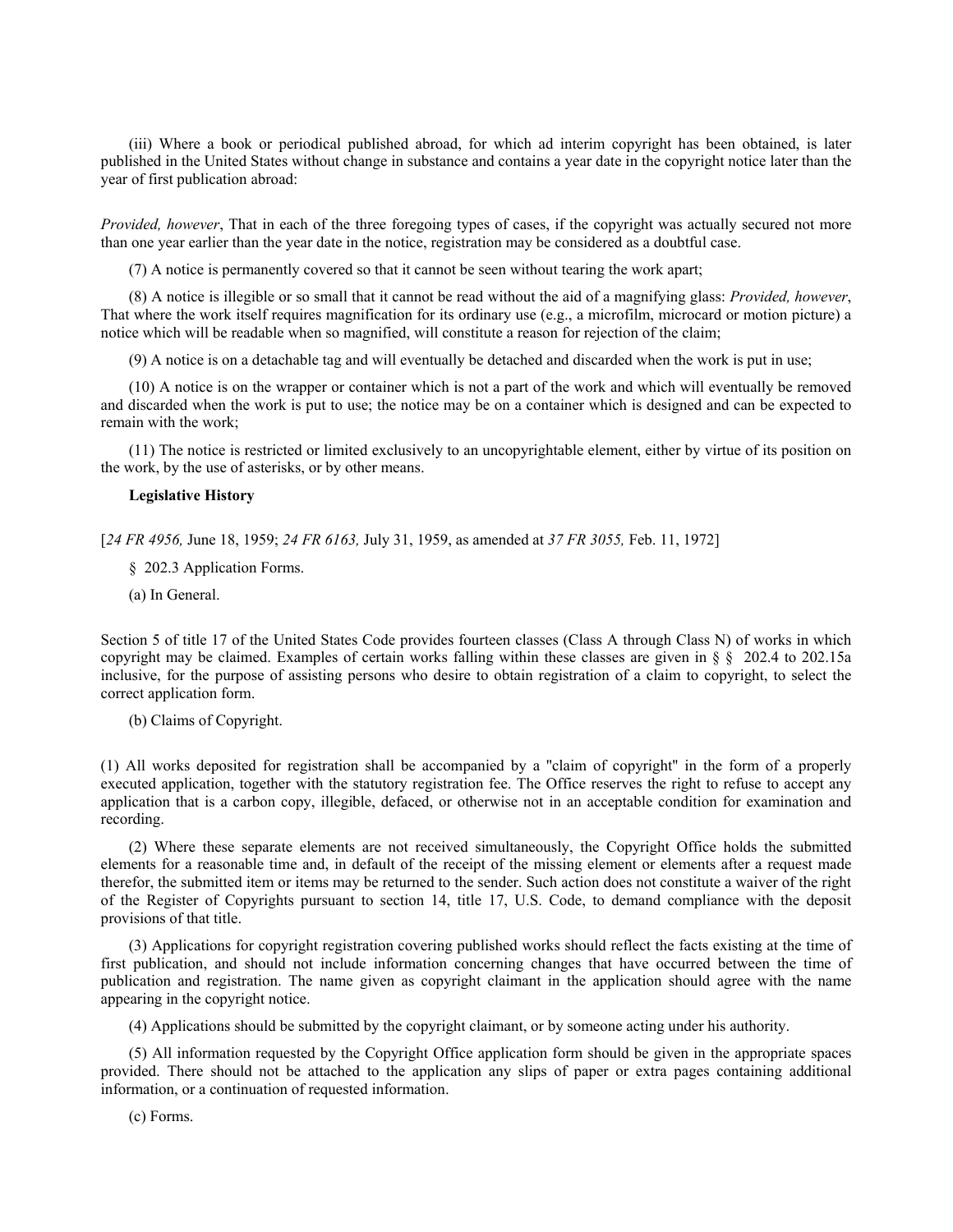(iii) Where a book or periodical published abroad, for which ad interim copyright has been obtained, is later published in the United States without change in substance and contains a year date in the copyright notice later than the year of first publication abroad:

*Provided, however*, That in each of the three foregoing types of cases, if the copyright was actually secured not more than one year earlier than the year date in the notice, registration may be considered as a doubtful case.

(7) A notice is permanently covered so that it cannot be seen without tearing the work apart;

(8) A notice is illegible or so small that it cannot be read without the aid of a magnifying glass: *Provided, however*, That where the work itself requires magnification for its ordinary use (e.g., a microfilm, microcard or motion picture) a notice which will be readable when so magnified, will constitute a reason for rejection of the claim;

(9) A notice is on a detachable tag and will eventually be detached and discarded when the work is put in use;

(10) A notice is on the wrapper or container which is not a part of the work and which will eventually be removed and discarded when the work is put to use; the notice may be on a container which is designed and can be expected to remain with the work;

(11) The notice is restricted or limited exclusively to an uncopyrightable element, either by virtue of its position on the work, by the use of asterisks, or by other means.

**Legislative History**

[*24 FR 4956,* June 18, 1959; *24 FR 6163,* July 31, 1959, as amended at *37 FR 3055,* Feb. 11, 1972]

§ 202.3 Application Forms.

(a) In General.

Section 5 of title 17 of the United States Code provides fourteen classes (Class A through Class N) of works in which copyright may be claimed. Examples of certain works falling within these classes are given in § § 202.4 to 202.15a inclusive, for the purpose of assisting persons who desire to obtain registration of a claim to copyright, to select the correct application form.

(b) Claims of Copyright.

(1) All works deposited for registration shall be accompanied by a "claim of copyright" in the form of a properly executed application, together with the statutory registration fee. The Office reserves the right to refuse to accept any application that is a carbon copy, illegible, defaced, or otherwise not in an acceptable condition for examination and recording.

(2) Where these separate elements are not received simultaneously, the Copyright Office holds the submitted elements for a reasonable time and, in default of the receipt of the missing element or elements after a request made therefor, the submitted item or items may be returned to the sender. Such action does not constitute a waiver of the right of the Register of Copyrights pursuant to section 14, title 17, U.S. Code, to demand compliance with the deposit provisions of that title.

(3) Applications for copyright registration covering published works should reflect the facts existing at the time of first publication, and should not include information concerning changes that have occurred between the time of publication and registration. The name given as copyright claimant in the application should agree with the name appearing in the copyright notice.

(4) Applications should be submitted by the copyright claimant, or by someone acting under his authority.

(5) All information requested by the Copyright Office application form should be given in the appropriate spaces provided. There should not be attached to the application any slips of paper or extra pages containing additional information, or a continuation of requested information.

(c) Forms.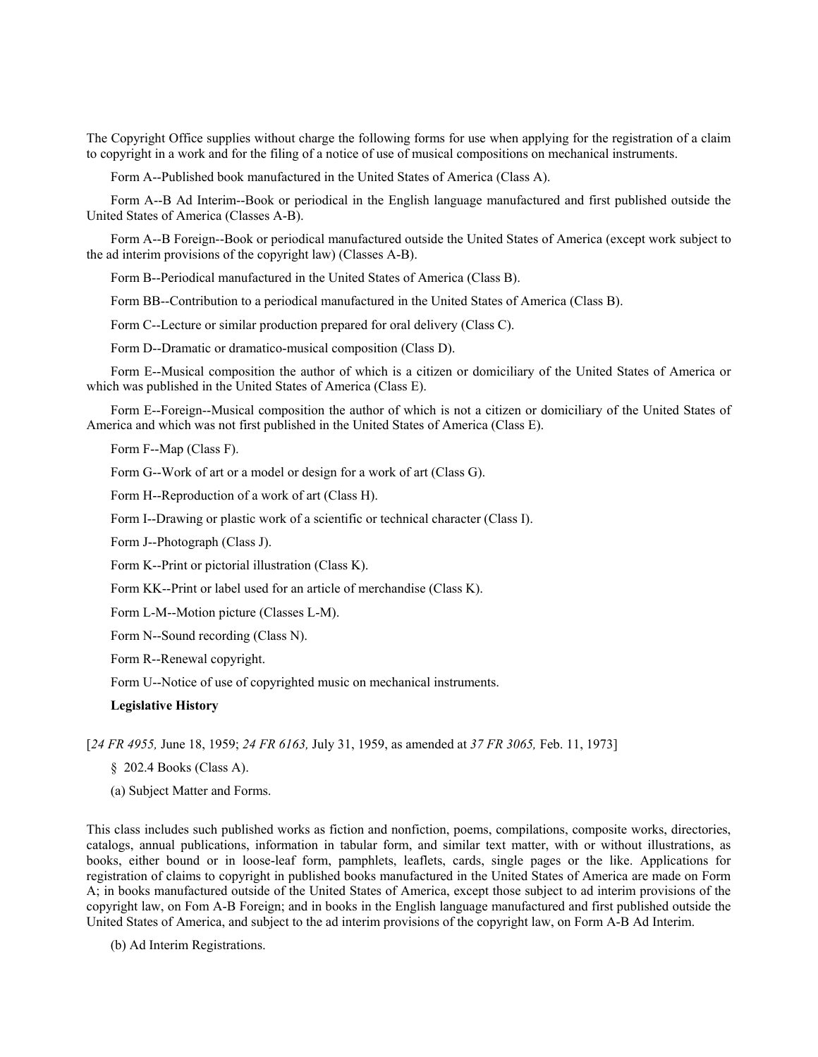The Copyright Office supplies without charge the following forms for use when applying for the registration of a claim to copyright in a work and for the filing of a notice of use of musical compositions on mechanical instruments.

Form A--Published book manufactured in the United States of America (Class A).

Form A--B Ad Interim--Book or periodical in the English language manufactured and first published outside the United States of America (Classes A-B).

Form A--B Foreign--Book or periodical manufactured outside the United States of America (except work subject to the ad interim provisions of the copyright law) (Classes A-B).

Form B--Periodical manufactured in the United States of America (Class B).

Form BB--Contribution to a periodical manufactured in the United States of America (Class B).

Form C--Lecture or similar production prepared for oral delivery (Class C).

Form D--Dramatic or dramatico-musical composition (Class D).

Form E--Musical composition the author of which is a citizen or domiciliary of the United States of America or which was published in the United States of America (Class E).

Form E--Foreign--Musical composition the author of which is not a citizen or domiciliary of the United States of America and which was not first published in the United States of America (Class E).

Form F--Map (Class F).

Form G--Work of art or a model or design for a work of art (Class G).

Form H--Reproduction of a work of art (Class H).

Form I--Drawing or plastic work of a scientific or technical character (Class I).

Form J--Photograph (Class J).

Form K--Print or pictorial illustration (Class K).

Form KK--Print or label used for an article of merchandise (Class K).

Form L-M--Motion picture (Classes L-M).

Form N--Sound recording (Class N).

Form R--Renewal copyright.

Form U--Notice of use of copyrighted music on mechanical instruments.

**Legislative History**

[*24 FR 4955,* June 18, 1959; *24 FR 6163,* July 31, 1959, as amended at *37 FR 3065,* Feb. 11, 1973]

§ 202.4 Books (Class A).

(a) Subject Matter and Forms.

This class includes such published works as fiction and nonfiction, poems, compilations, composite works, directories, catalogs, annual publications, information in tabular form, and similar text matter, with or without illustrations, as books, either bound or in loose-leaf form, pamphlets, leaflets, cards, single pages or the like. Applications for registration of claims to copyright in published books manufactured in the United States of America are made on Form A; in books manufactured outside of the United States of America, except those subject to ad interim provisions of the copyright law, on Fom A-B Foreign; and in books in the English language manufactured and first published outside the United States of America, and subject to the ad interim provisions of the copyright law, on Form A-B Ad Interim.

(b) Ad Interim Registrations.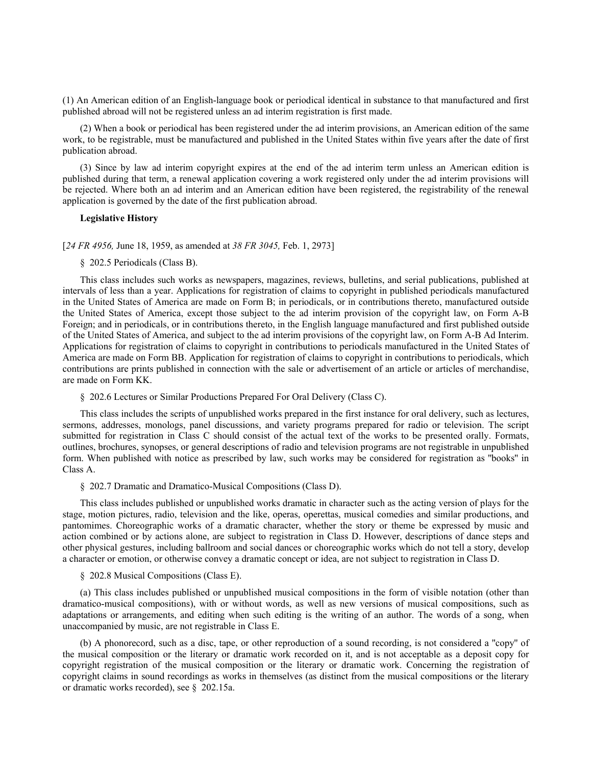(1) An American edition of an English-language book or periodical identical in substance to that manufactured and first published abroad will not be registered unless an ad interim registration is first made.

(2) When a book or periodical has been registered under the ad interim provisions, an American edition of the same work, to be registrable, must be manufactured and published in the United States within five years after the date of first publication abroad.

(3) Since by law ad interim copyright expires at the end of the ad interim term unless an American edition is published during that term, a renewal application covering a work registered only under the ad interim provisions will be rejected. Where both an ad interim and an American edition have been registered, the registrability of the renewal application is governed by the date of the first publication abroad.

**Legislative History**

[*24 FR 4956,* June 18, 1959, as amended at *38 FR 3045,* Feb. 1, 2973]

§ 202.5 Periodicals (Class B).

This class includes such works as newspapers, magazines, reviews, bulletins, and serial publications, published at intervals of less than a year. Applications for registration of claims to copyright in published periodicals manufactured in the United States of America are made on Form B; in periodicals, or in contributions thereto, manufactured outside the United States of America, except those subject to the ad interim provision of the copyright law, on Form A-B Foreign; and in periodicals, or in contributions thereto, in the English language manufactured and first published outside of the United States of America, and subject to the ad interim provisions of the copyright law, on Form A-B Ad Interim. Applications for registration of claims to copyright in contributions to periodicals manufactured in the United States of America are made on Form BB. Application for registration of claims to copyright in contributions to periodicals, which contributions are prints published in connection with the sale or advertisement of an article or articles of merchandise, are made on Form KK.

§ 202.6 Lectures or Similar Productions Prepared For Oral Delivery (Class C).

This class includes the scripts of unpublished works prepared in the first instance for oral delivery, such as lectures, sermons, addresses, monologs, panel discussions, and variety programs prepared for radio or television. The script submitted for registration in Class C should consist of the actual text of the works to be presented orally. Formats, outlines, brochures, synopses, or general descriptions of radio and television programs are not registrable in unpublished form. When published with notice as prescribed by law, such works may be considered for registration as "books" in Class A.

§ 202.7 Dramatic and Dramatico-Musical Compositions (Class D).

This class includes published or unpublished works dramatic in character such as the acting version of plays for the stage, motion pictures, radio, television and the like, operas, operettas, musical comedies and similar productions, and pantomimes. Choreographic works of a dramatic character, whether the story or theme be expressed by music and action combined or by actions alone, are subject to registration in Class D. However, descriptions of dance steps and other physical gestures, including ballroom and social dances or choreographic works which do not tell a story, develop a character or emotion, or otherwise convey a dramatic concept or idea, are not subject to registration in Class D.

§ 202.8 Musical Compositions (Class E).

(a) This class includes published or unpublished musical compositions in the form of visible notation (other than dramatico-musical compositions), with or without words, as well as new versions of musical compositions, such as adaptations or arrangements, and editing when such editing is the writing of an author. The words of a song, when unaccompanied by music, are not registrable in Class E.

(b) A phonorecord, such as a disc, tape, or other reproduction of a sound recording, is not considered a "copy" of the musical composition or the literary or dramatic work recorded on it, and is not acceptable as a deposit copy for copyright registration of the musical composition or the literary or dramatic work. Concerning the registration of copyright claims in sound recordings as works in themselves (as distinct from the musical compositions or the literary or dramatic works recorded), see § 202.15a.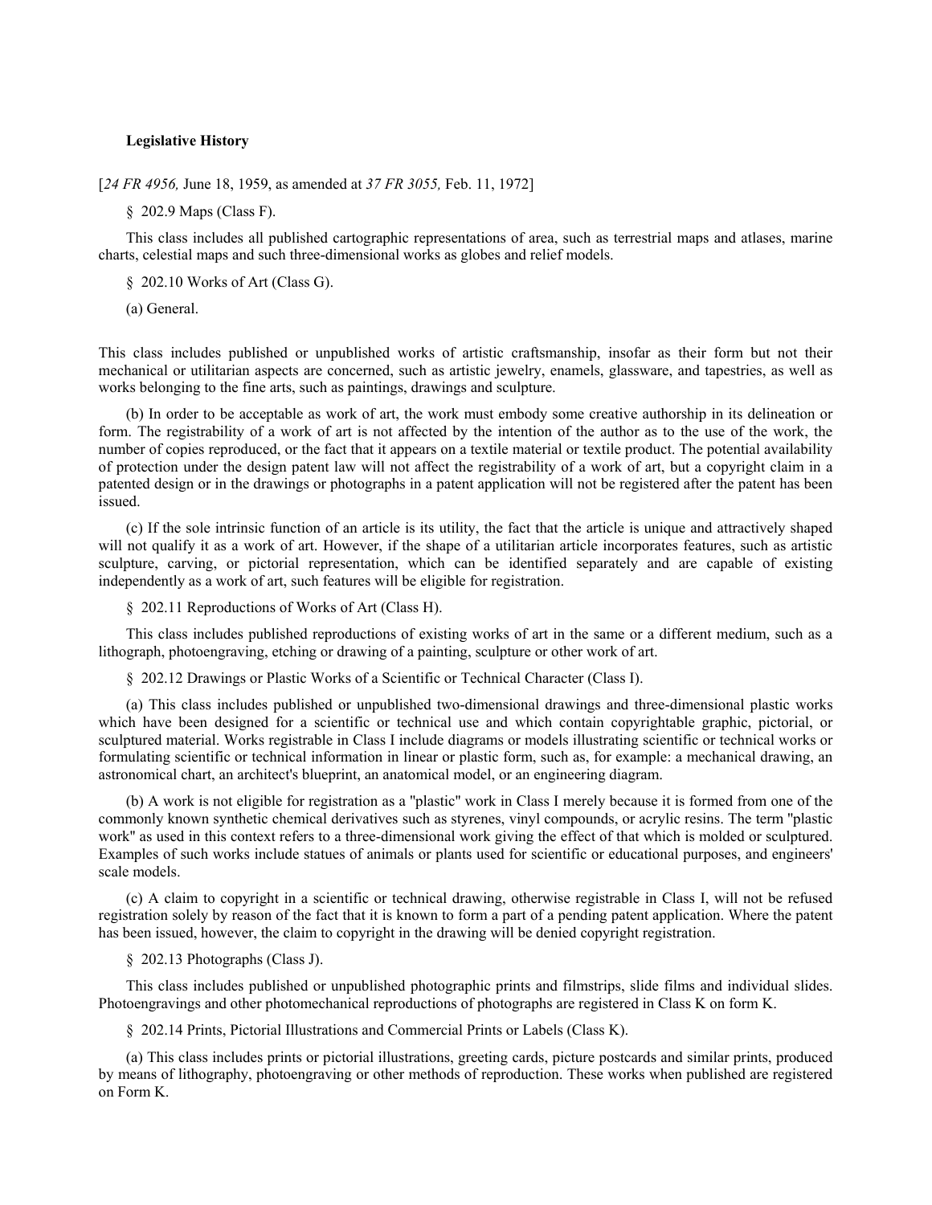**Legislative History**

[*24 FR 4956,* June 18, 1959, as amended at *37 FR 3055,* Feb. 11, 1972]

§ 202.9 Maps (Class F).

This class includes all published cartographic representations of area, such as terrestrial maps and atlases, marine charts, celestial maps and such three-dimensional works as globes and relief models.

§ 202.10 Works of Art (Class G).

(a) General.

This class includes published or unpublished works of artistic craftsmanship, insofar as their form but not their mechanical or utilitarian aspects are concerned, such as artistic jewelry, enamels, glassware, and tapestries, as well as works belonging to the fine arts, such as paintings, drawings and sculpture.

(b) In order to be acceptable as work of art, the work must embody some creative authorship in its delineation or form. The registrability of a work of art is not affected by the intention of the author as to the use of the work, the number of copies reproduced, or the fact that it appears on a textile material or textile product. The potential availability of protection under the design patent law will not affect the registrability of a work of art, but a copyright claim in a patented design or in the drawings or photographs in a patent application will not be registered after the patent has been issued.

(c) If the sole intrinsic function of an article is its utility, the fact that the article is unique and attractively shaped will not qualify it as a work of art. However, if the shape of a utilitarian article incorporates features, such as artistic sculpture, carving, or pictorial representation, which can be identified separately and are capable of existing independently as a work of art, such features will be eligible for registration.

§ 202.11 Reproductions of Works of Art (Class H).

This class includes published reproductions of existing works of art in the same or a different medium, such as a lithograph, photoengraving, etching or drawing of a painting, sculpture or other work of art.

§ 202.12 Drawings or Plastic Works of a Scientific or Technical Character (Class I).

(a) This class includes published or unpublished two-dimensional drawings and three-dimensional plastic works which have been designed for a scientific or technical use and which contain copyrightable graphic, pictorial, or sculptured material. Works registrable in Class I include diagrams or models illustrating scientific or technical works or formulating scientific or technical information in linear or plastic form, such as, for example: a mechanical drawing, an astronomical chart, an architect's blueprint, an anatomical model, or an engineering diagram.

(b) A work is not eligible for registration as a "plastic" work in Class I merely because it is formed from one of the commonly known synthetic chemical derivatives such as styrenes, vinyl compounds, or acrylic resins. The term "plastic work" as used in this context refers to a three-dimensional work giving the effect of that which is molded or sculptured. Examples of such works include statues of animals or plants used for scientific or educational purposes, and engineers' scale models.

(c) A claim to copyright in a scientific or technical drawing, otherwise registrable in Class I, will not be refused registration solely by reason of the fact that it is known to form a part of a pending patent application. Where the patent has been issued, however, the claim to copyright in the drawing will be denied copyright registration.

§ 202.13 Photographs (Class J).

This class includes published or unpublished photographic prints and filmstrips, slide films and individual slides. Photoengravings and other photomechanical reproductions of photographs are registered in Class K on form K.

§ 202.14 Prints, Pictorial Illustrations and Commercial Prints or Labels (Class K).

(a) This class includes prints or pictorial illustrations, greeting cards, picture postcards and similar prints, produced by means of lithography, photoengraving or other methods of reproduction. These works when published are registered on Form K.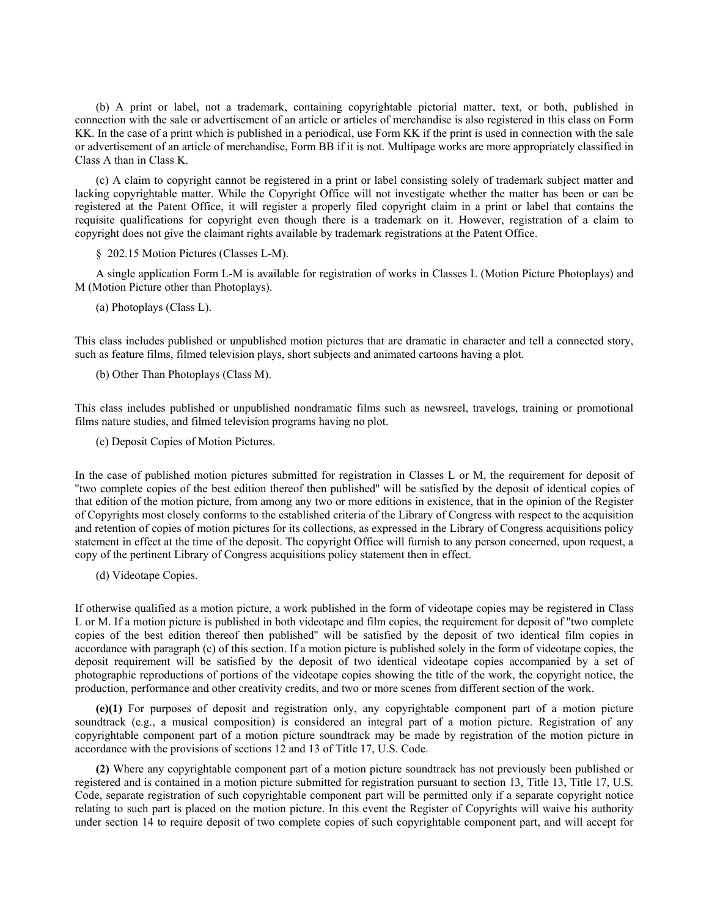(b) A print or label, not a trademark, containing copyrightable pictorial matter, text, or both, published in connection with the sale or advertisement of an article or articles of merchandise is also registered in this class on Form KK. In the case of a print which is published in a periodical, use Form KK if the print is used in connection with the sale or advertisement of an article of merchandise, Form BB if it is not. Multipage works are more appropriately classified in Class A than in Class K.

(c) A claim to copyright cannot be registered in a print or label consisting solely of trademark subject matter and lacking copyrightable matter. While the Copyright Office will not investigate whether the matter has been or can be registered at the Patent Office, it will register a properly filed copyright claim in a print or label that contains the requisite qualifications for copyright even though there is a trademark on it. However, registration of a claim to copyright does not give the claimant rights available by trademark registrations at the Patent Office.

§ 202.15 Motion Pictures (Classes L-M).

A single application Form L-M is available for registration of works in Classes L (Motion Picture Photoplays) and M (Motion Picture other than Photoplays).

(a) Photoplays (Class L).

This class includes published or unpublished motion pictures that are dramatic in character and tell a connected story, such as feature films, filmed television plays, short subjects and animated cartoons having a plot.

(b) Other Than Photoplays (Class M).

This class includes published or unpublished nondramatic films such as newsreel, travelogs, training or promotional films nature studies, and filmed television programs having no plot.

(c) Deposit Copies of Motion Pictures.

In the case of published motion pictures submitted for registration in Classes L or M, the requirement for deposit of "two complete copies of the best edition thereof then published" will be satisfied by the deposit of identical copies of that edition of the motion picture, from among any two or more editions in existence, that in the opinion of the Register of Copyrights most closely conforms to the established criteria of the Library of Congress with respect to the acquisition and retention of copies of motion pictures for its collections, as expressed in the Library of Congress acquisitions policy statement in effect at the time of the deposit. The copyright Office will furnish to any person concerned, upon request, a copy of the pertinent Library of Congress acquisitions policy statement then in effect.

(d) Videotape Copies.

If otherwise qualified as a motion picture, a work published in the form of videotape copies may be registered in Class L or M. If a motion picture is published in both videotape and film copies, the requirement for deposit of "two complete copies of the best edition thereof then published" will be satisfied by the deposit of two identical film copies in accordance with paragraph (c) of this section. If a motion picture is published solely in the form of videotape copies, the deposit requirement will be satisfied by the deposit of two identical videotape copies accompanied by a set of photographic reproductions of portions of the videotape copies showing the title of the work, the copyright notice, the production, performance and other creativity credits, and two or more scenes from different section of the work.

**(e)(1)** For purposes of deposit and registration only, any copyrightable component part of a motion picture soundtrack (e.g., a musical composition) is considered an integral part of a motion picture. Registration of any copyrightable component part of a motion picture soundtrack may be made by registration of the motion picture in accordance with the provisions of sections 12 and 13 of Title 17, U.S. Code.

**(2)** Where any copyrightable component part of a motion picture soundtrack has not previously been published or registered and is contained in a motion picture submitted for registration pursuant to section 13, Title 13, Title 17, U.S. Code, separate registration of such copyrightable component part will be permitted only if a separate copyright notice relating to such part is placed on the motion picture. In this event the Register of Copyrights will waive his authority under section 14 to require deposit of two complete copies of such copyrightable component part, and will accept for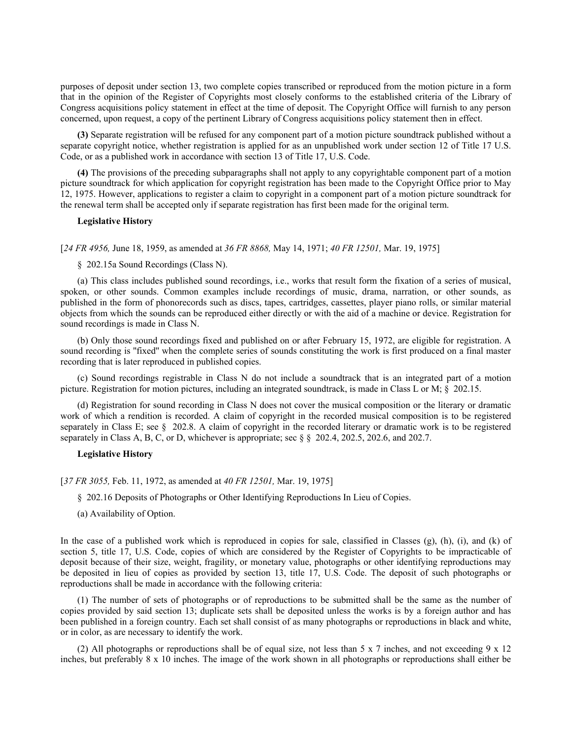purposes of deposit under section 13, two complete copies transcribed or reproduced from the motion picture in a form that in the opinion of the Register of Copyrights most closely conforms to the established criteria of the Library of Congress acquisitions policy statement in effect at the time of deposit. The Copyright Office will furnish to any person concerned, upon request, a copy of the pertinent Library of Congress acquisitions policy statement then in effect.

**(3)** Separate registration will be refused for any component part of a motion picture soundtrack published without a separate copyright notice, whether registration is applied for as an unpublished work under section 12 of Title 17 U.S. Code, or as a published work in accordance with section 13 of Title 17, U.S. Code.

**(4)** The provisions of the preceding subparagraphs shall not apply to any copyrightable component part of a motion picture soundtrack for which application for copyright registration has been made to the Copyright Office prior to May 12, 1975. However, applications to register a claim to copyright in a component part of a motion picture soundtrack for the renewal term shall be accepted only if separate registration has first been made for the original term.

**Legislative History**

[*24 FR 4956,* June 18, 1959, as amended at *36 FR 8868,* May 14, 1971; *40 FR 12501,* Mar. 19, 1975]

§ 202.15a Sound Recordings (Class N).

(a) This class includes published sound recordings, i.e., works that result form the fixation of a series of musical, spoken, or other sounds. Common examples include recordings of music, drama, narration, or other sounds, as published in the form of phonorecords such as discs, tapes, cartridges, cassettes, player piano rolls, or similar material objects from which the sounds can be reproduced either directly or with the aid of a machine or device. Registration for sound recordings is made in Class N.

(b) Only those sound recordings fixed and published on or after February 15, 1972, are eligible for registration. A sound recording is "fixed" when the complete series of sounds constituting the work is first produced on a final master recording that is later reproduced in published copies.

(c) Sound recordings registrable in Class N do not include a soundtrack that is an integrated part of a motion picture. Registration for motion pictures, including an integrated soundtrack, is made in Class L or M; § 202.15.

(d) Registration for sound recording in Class N does not cover the musical composition or the literary or dramatic work of which a rendition is recorded. A claim of copyright in the recorded musical composition is to be registered separately in Class E; see § 202.8. A claim of copyright in the recorded literary or dramatic work is to be registered separately in Class A, B, C, or D, whichever is appropriate; sec § § 202.4, 202.5, 202.6, and 202.7.

**Legislative History**

[*37 FR 3055,* Feb. 11, 1972, as amended at *40 FR 12501,* Mar. 19, 1975]

§ 202.16 Deposits of Photographs or Other Identifying Reproductions In Lieu of Copies.

(a) Availability of Option.

In the case of a published work which is reproduced in copies for sale, classified in Classes (g), (h), (i), and (k) of section 5, title 17, U.S. Code, copies of which are considered by the Register of Copyrights to be impracticable of deposit because of their size, weight, fragility, or monetary value, photographs or other identifying reproductions may be deposited in lieu of copies as provided by section 13, title 17, U.S. Code. The deposit of such photographs or reproductions shall be made in accordance with the following criteria:

(1) The number of sets of photographs or of reproductions to be submitted shall be the same as the number of copies provided by said section 13; duplicate sets shall be deposited unless the works is by a foreign author and has been published in a foreign country. Each set shall consist of as many photographs or reproductions in black and white, or in color, as are necessary to identify the work.

(2) All photographs or reproductions shall be of equal size, not less than 5 x 7 inches, and not exceeding 9 x 12 inches, but preferably 8 x 10 inches. The image of the work shown in all photographs or reproductions shall either be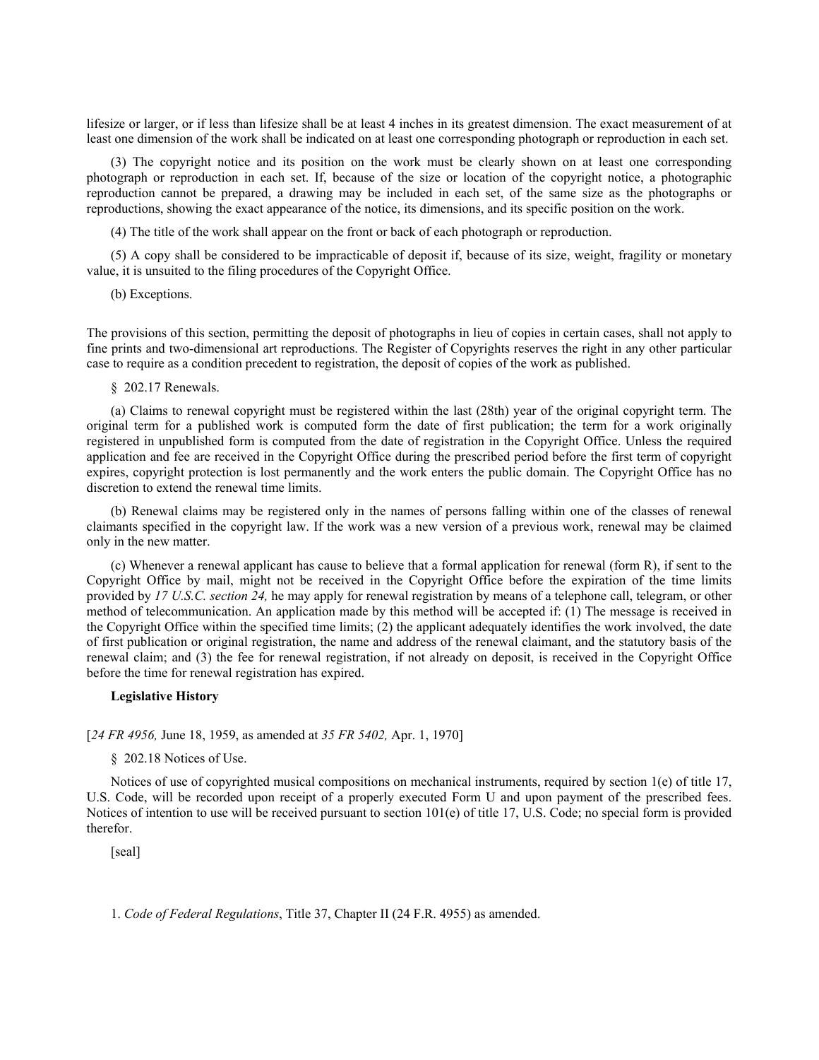lifesize or larger, or if less than lifesize shall be at least 4 inches in its greatest dimension. The exact measurement of at least one dimension of the work shall be indicated on at least one corresponding photograph or reproduction in each set.

(3) The copyright notice and its position on the work must be clearly shown on at least one corresponding photograph or reproduction in each set. If, because of the size or location of the copyright notice, a photographic reproduction cannot be prepared, a drawing may be included in each set, of the same size as the photographs or reproductions, showing the exact appearance of the notice, its dimensions, and its specific position on the work.

(4) The title of the work shall appear on the front or back of each photograph or reproduction.

(5) A copy shall be considered to be impracticable of deposit if, because of its size, weight, fragility or monetary value, it is unsuited to the filing procedures of the Copyright Office.

(b) Exceptions.

The provisions of this section, permitting the deposit of photographs in lieu of copies in certain cases, shall not apply to fine prints and two-dimensional art reproductions. The Register of Copyrights reserves the right in any other particular case to require as a condition precedent to registration, the deposit of copies of the work as published.

§ 202.17 Renewals.

(a) Claims to renewal copyright must be registered within the last (28th) year of the original copyright term. The original term for a published work is computed form the date of first publication; the term for a work originally registered in unpublished form is computed from the date of registration in the Copyright Office. Unless the required application and fee are received in the Copyright Office during the prescribed period before the first term of copyright expires, copyright protection is lost permanently and the work enters the public domain. The Copyright Office has no discretion to extend the renewal time limits.

(b) Renewal claims may be registered only in the names of persons falling within one of the classes of renewal claimants specified in the copyright law. If the work was a new version of a previous work, renewal may be claimed only in the new matter.

(c) Whenever a renewal applicant has cause to believe that a formal application for renewal (form R), if sent to the Copyright Office by mail, might not be received in the Copyright Office before the expiration of the time limits provided by *17 U.S.C. section 24,* he may apply for renewal registration by means of a telephone call, telegram, or other method of telecommunication. An application made by this method will be accepted if: (1) The message is received in the Copyright Office within the specified time limits; (2) the applicant adequately identifies the work involved, the date of first publication or original registration, the name and address of the renewal claimant, and the statutory basis of the renewal claim; and (3) the fee for renewal registration, if not already on deposit, is received in the Copyright Office before the time for renewal registration has expired.

**Legislative History**

[*24 FR 4956,* June 18, 1959, as amended at *35 FR 5402,* Apr. 1, 1970]

§ 202.18 Notices of Use.

Notices of use of copyrighted musical compositions on mechanical instruments, required by section 1(e) of title 17, U.S. Code, will be recorded upon receipt of a properly executed Form U and upon payment of the prescribed fees. Notices of intention to use will be received pursuant to section 101(e) of title 17, U.S. Code; no special form is provided therefor.

[seal]

1. *Code of Federal Regulations*, Title 37, Chapter II (24 F.R. 4955) as amended.